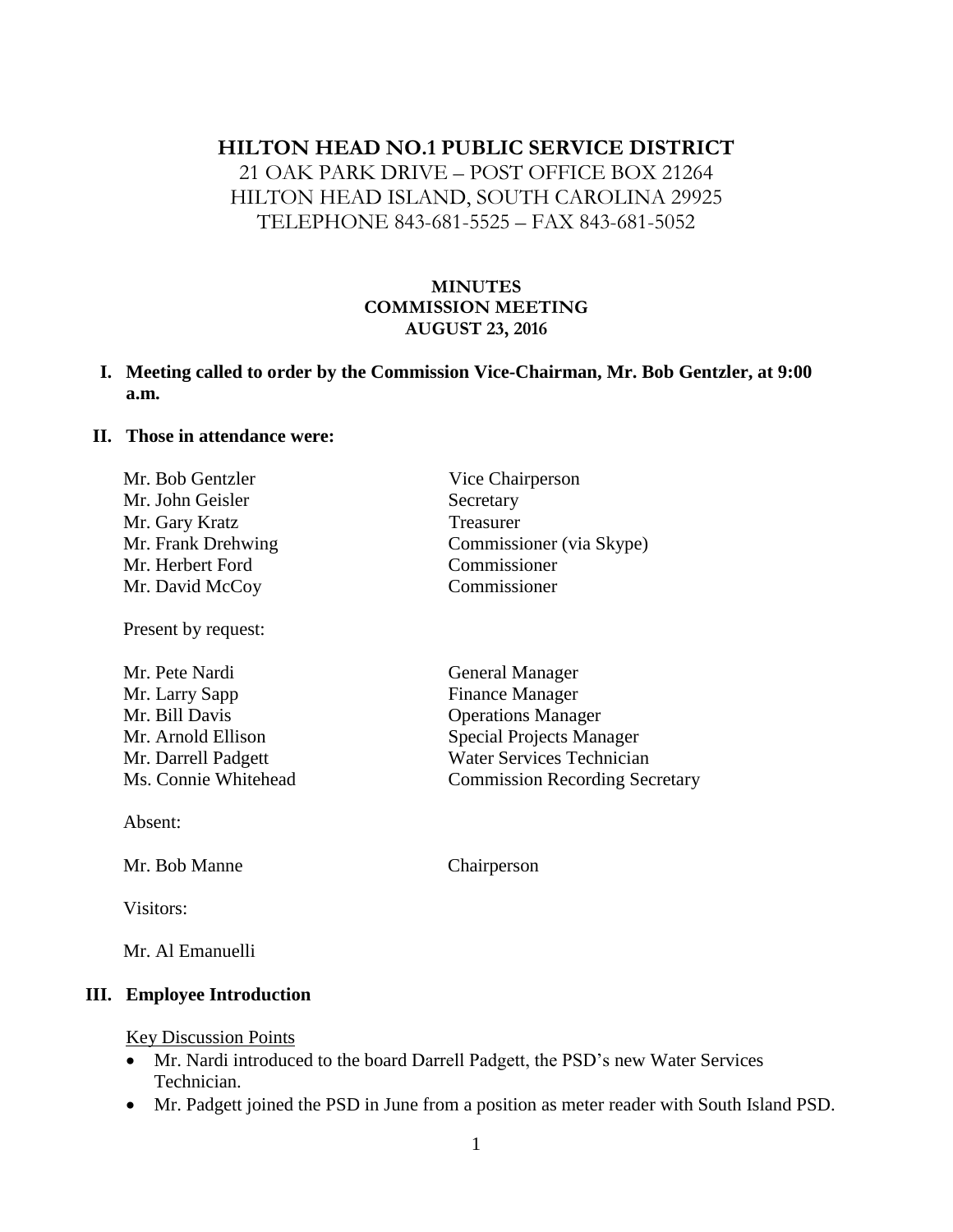# HILTON HEAD NO.1 PUBLIC SERVICE DISTRICT

21 OAK PARK DRIVE – POST OFFICE BOX 21264
HILTON HEAD ISLAND, SOUTH CAROLINA 29925
TELEPHONE 843-681-5525 – FAX 843-681-5052

**MINUTES**
**COMMISSION MEETING**
**AUGUST 23, 2016**

**I. Meeting called to order by the Commission Vice-Chairman, Mr. Bob Gentzler, at 9:00 a.m.**

**II. Those in attendance were:**

| | |
|---|---|
| Mr. Bob Gentzler | Vice Chairperson |
| Mr. John Geisler | Secretary |
| Mr. Gary Kratz | Treasurer |
| Mr. Frank Drehwing | Commissioner (via Skype) |
| Mr. Herbert Ford | Commissioner |
| Mr. David McCoy | Commissioner |

Present by request:

| | |
|---|---|
| Mr. Pete Nardi | General Manager |
| Mr. Larry Sapp | Finance Manager |
| Mr. Bill Davis | Operations Manager |
| Mr. Arnold Ellison | Special Projects Manager |
| Mr. Darrell Padgett | Water Services Technician |
| Ms. Connie Whitehead | Commission Recording Secretary |

Absent:

| | |
|---|---|
| Mr. Bob Manne | Chairperson |

Visitors:

Mr. Al Emanuelli

**III. Employee Introduction**

Key Discussion Points

- Mr. Nardi introduced to the board Darrell Padgett, the PSD's new Water Services Technician.
- Mr. Padgett joined the PSD in June from a position as meter reader with South Island PSD.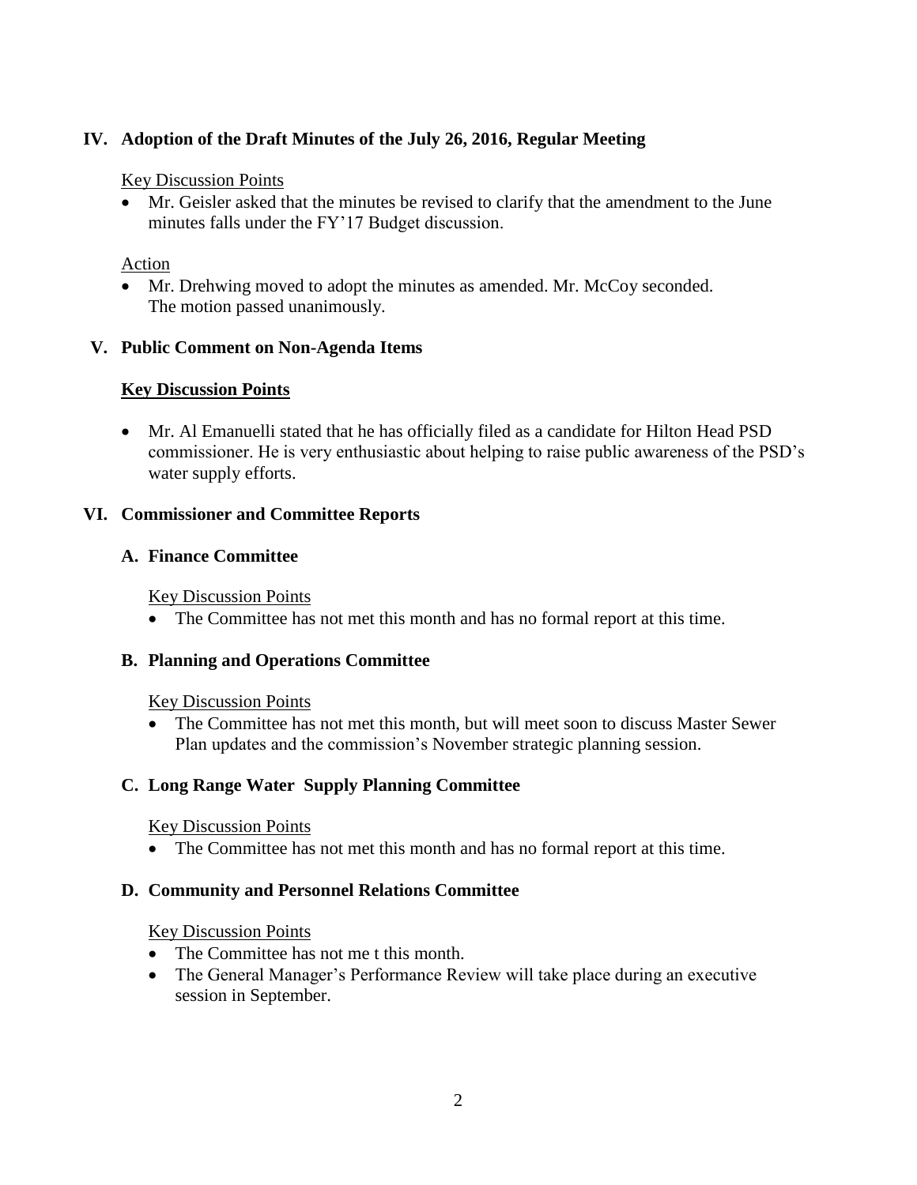## IV. Adoption of the Draft Minutes of the July 26, 2016, Regular Meeting

Key Discussion Points

- Mr. Geisler asked that the minutes be revised to clarify that the amendment to the June minutes falls under the FY'17 Budget discussion.

Action

- Mr. Drehwing moved to adopt the minutes as amended. Mr. McCoy seconded. The motion passed unanimously.

## V. Public Comment on Non-Agenda Items

**Key Discussion Points**

- Mr. Al Emanuelli stated that he has officially filed as a candidate for Hilton Head PSD commissioner. He is very enthusiastic about helping to raise public awareness of the PSD's water supply efforts.

## VI. Commissioner and Committee Reports

### A. Finance Committee

Key Discussion Points

- The Committee has not met this month and has no formal report at this time.

### B. Planning and Operations Committee

Key Discussion Points

- The Committee has not met this month, but will meet soon to discuss Master Sewer Plan updates and the commission's November strategic planning session.

### C. Long Range Water Supply Planning Committee

Key Discussion Points

- The Committee has not met this month and has no formal report at this time.

### D. Community and Personnel Relations Committee

Key Discussion Points

- The Committee has not me t this month.
- The General Manager's Performance Review will take place during an executive session in September.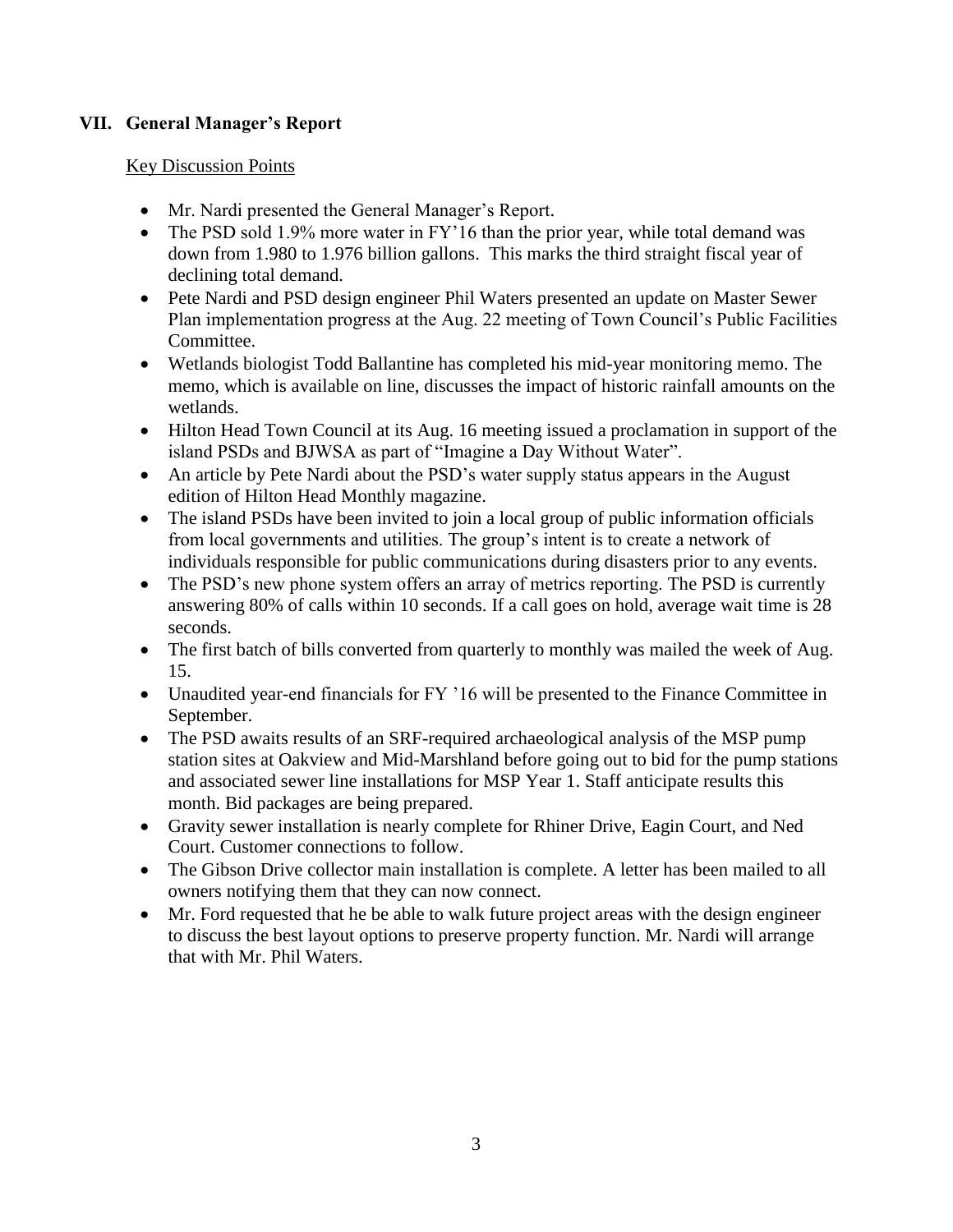## VII. General Manager's Report

Key Discussion Points

- Mr. Nardi presented the General Manager's Report.
- The PSD sold 1.9% more water in FY'16 than the prior year, while total demand was down from 1.980 to 1.976 billion gallons. This marks the third straight fiscal year of declining total demand.
- Pete Nardi and PSD design engineer Phil Waters presented an update on Master Sewer Plan implementation progress at the Aug. 22 meeting of Town Council's Public Facilities Committee.
- Wetlands biologist Todd Ballantine has completed his mid-year monitoring memo. The memo, which is available on line, discusses the impact of historic rainfall amounts on the wetlands.
- Hilton Head Town Council at its Aug. 16 meeting issued a proclamation in support of the island PSDs and BJWSA as part of "Imagine a Day Without Water".
- An article by Pete Nardi about the PSD's water supply status appears in the August edition of Hilton Head Monthly magazine.
- The island PSDs have been invited to join a local group of public information officials from local governments and utilities. The group's intent is to create a network of individuals responsible for public communications during disasters prior to any events.
- The PSD's new phone system offers an array of metrics reporting. The PSD is currently answering 80% of calls within 10 seconds. If a call goes on hold, average wait time is 28 seconds.
- The first batch of bills converted from quarterly to monthly was mailed the week of Aug. 15.
- Unaudited year-end financials for FY '16 will be presented to the Finance Committee in September.
- The PSD awaits results of an SRF-required archaeological analysis of the MSP pump station sites at Oakview and Mid-Marshland before going out to bid for the pump stations and associated sewer line installations for MSP Year 1. Staff anticipate results this month. Bid packages are being prepared.
- Gravity sewer installation is nearly complete for Rhiner Drive, Eagin Court, and Ned Court. Customer connections to follow.
- The Gibson Drive collector main installation is complete. A letter has been mailed to all owners notifying them that they can now connect.
- Mr. Ford requested that he be able to walk future project areas with the design engineer to discuss the best layout options to preserve property function. Mr. Nardi will arrange that with Mr. Phil Waters.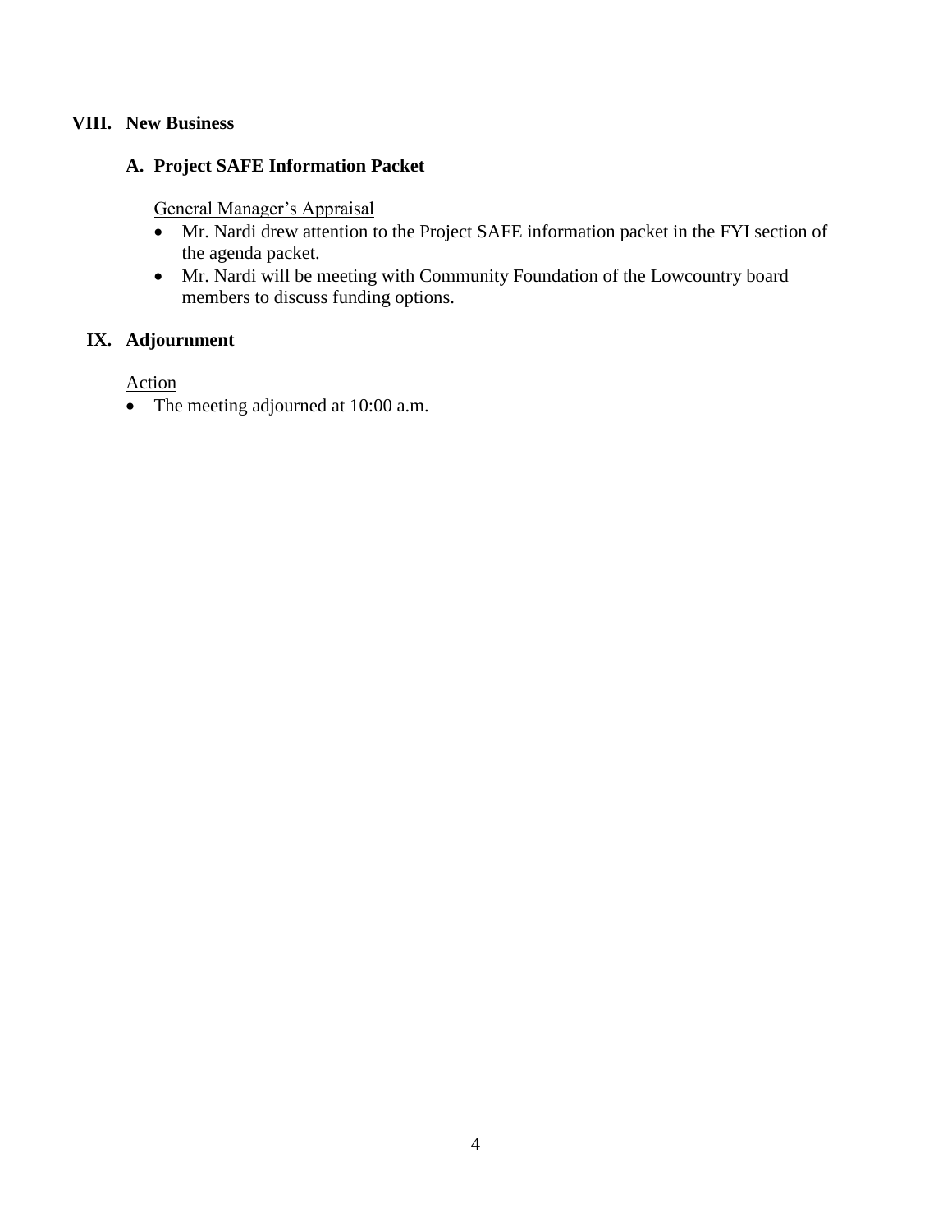## VIII. New Business

### A. Project SAFE Information Packet

General Manager's Appraisal

- Mr. Nardi drew attention to the Project SAFE information packet in the FYI section of the agenda packet.
- Mr. Nardi will be meeting with Community Foundation of the Lowcountry board members to discuss funding options.

## IX. Adjournment

Action

- The meeting adjourned at 10:00 a.m.